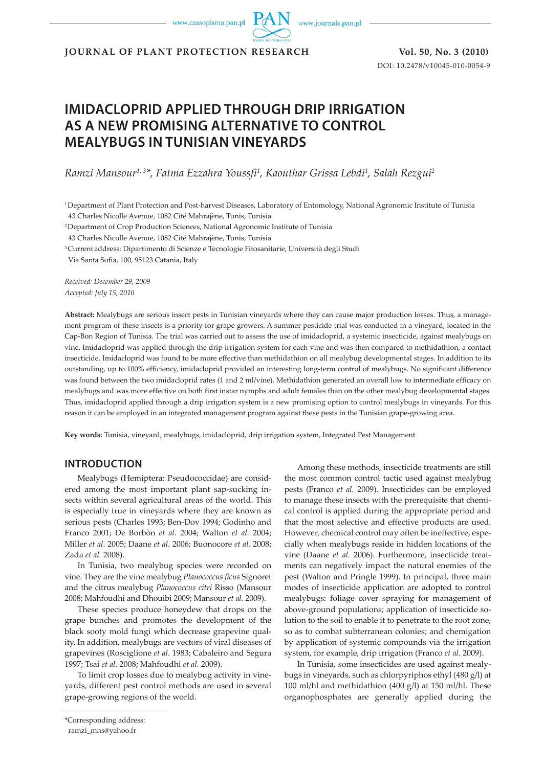# IMIDACLOPRID APPLIED THROUGH DRIP IRRIGATION AS A NEW PROMISING ALTERNATIVE TO CONTROL MEALYBUGS IN TUNISIAN VINEYARDS

*Ramzi Mansour[1, 3]\*, Fatma Ezzahra Youssfi[1], Kaouthar Grissa Lebdi[1], Salah Rezgui[2]*

[1] Department of Plant Protection and Post-harvest Diseases, Laboratory of Entomology, National Agronomic Institute of Tunisia 43 Charles Nicolle Avenue, 1082 Cité Mahrajène, Tunis, Tunisia

[2] Department of Crop Production Sciences, National Agronomic Institute of Tunisia 43 Charles Nicolle Avenue, 1082 Cité Mahrajène, Tunis, Tunisia

[3] Current address: Dipartimento di Scienze e Tecnologie Fitosanitarie, Università degli Studi Via Santa Sofia, 100, 95123 Catania, Italy

*Received: December 29, 2009*
*Accepted: July 15, 2010*

**Abstract:** Mealybugs are serious insect pests in Tunisian vineyards where they can cause major production losses. Thus, a management program of these insects is a priority for grape growers. A summer pesticide trial was conducted in a vineyard, located in the Cap-Bon Region of Tunisia. The trial was carried out to assess the use of imidacloprid, a systemic insecticide, against mealybugs on vine. Imidacloprid was applied through the drip irrigation system for each vine and was then compared to methidathion, a contact insecticide. Imidacloprid was found to be more effective than methidathion on all mealybug developmental stages. In addition to its outstanding, up to 100% efficiency, imidacloprid provided an interesting long-term control of mealybugs. No significant difference was found between the two imidacloprid rates (1 and 2 ml/vine). Methidathion generated an overall low to intermediate efficacy on mealybugs and was more effective on both first instar nymphs and adult females than on the other mealybug developmental stages. Thus, imidacloprid applied through a drip irrigation system is a new promising option to control mealybugs in vineyards. For this reason it can be employed in an integrated management program against these pests in the Tunisian grape-growing area.

**Key words:** Tunisia, vineyard, mealybugs, imidacloprid, drip irrigation system, Integrated Pest Management

## INTRODUCTION

Mealybugs (Hemiptera: Pseudococcidae) are considered among the most important plant sap-sucking insects within several agricultural areas of the world. This is especially true in vineyards where they are known as serious pests (Charles 1993; Ben-Dov 1994; Godinho and Franco 2001; De Borbòn *et al*. 2004; Walton *et al.* 2004; Miller *et al*. 2005; Daane *et al*. 2006; Buonocore *et al.* 2008; Zada *et al.* 2008).

In Tunisia, two mealybug species were recorded on vine. They are the vine mealybug *Planococcus ficus* Signoret and the citrus mealybug *Planococcus citri* Risso (Mansour 2008; Mahfoudhi and Dhouibi 2009; Mansour *et al.* 2009).

These species produce honeydew that drops on the grape bunches and promotes the development of the black sooty mold fungi which decrease grapevine quality. In addition, mealybugs are vectors of viral diseases of grapevines (Rosciglione *et al*. 1983; Cabaleiro and Segura 1997; Tsai *et al.* 2008; Mahfoudhi *et al.* 2009).

To limit crop losses due to mealybug activity in vineyards, different pest control methods are used in several grape-growing regions of the world.

Among these methods, insecticide treatments are still the most common control tactic used against mealybug pests (Franco *et al.* 2009). Insecticides can be employed to manage these insects with the prerequisite that chemical control is applied during the appropriate period and that the most selective and effective products are used. However, chemical control may often be ineffective, especially when mealybugs reside in hidden locations of the vine (Daane *et al.* 2006). Furthermore, insecticide treatments can negatively impact the natural enemies of the pest (Walton and Pringle 1999). In principal, three main modes of insecticide application are adopted to control mealybugs: foliage cover spraying for management of above-ground populations; application of insecticide solution to the soil to enable it to penetrate to the root zone, so as to combat subterranean colonies; and chemigation by application of systemic compounds via the irrigation system, for example, drip irrigation (Franco *et al.* 2009).

In Tunisia, some insecticides are used against mealybugs in vineyards, such as chlorpyriphos ethyl (480 g/l) at 100 ml/hl and methidathion (400 g/l) at 150 ml/hl. These organophosphates are generally applied during the

\*Corresponding address:
ramzi_mns@yahoo.fr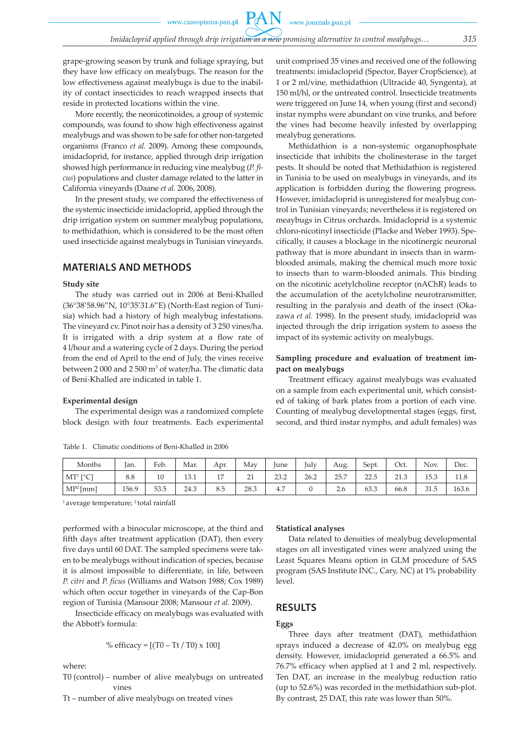grape-growing season by trunk and foliage spraying, but they have low efficacy on mealybugs. The reason for the low effectiveness against mealybugs is due to the inability of contact insecticides to reach wrapped insects that reside in protected locations within the vine.

More recently, the neonicotinoides, a group of systemic compounds, was found to show high effectiveness against mealybugs and was shown to be safe for other non-targeted organisms (Franco *et al.* 2009). Among these compounds, imidacloprid, for instance, applied through drip irrigation showed high performance in reducing vine mealybug (*P. ficus*) populations and cluster damage related to the latter in California vineyards (Daane *et al.* 2006, 2008).

In the present study, we compared the effectiveness of the systemic insecticide imidacloprid, applied through the drip irrigation system on summer mealybug populations, to methidathion, which is considered to be the most often used insecticide against mealybugs in Tunisian vineyards.

## MATERIALS AND METHODS

### Study site

The study was carried out in 2006 at Beni-Khalled (36°38′58.96″N, 10°35′31.6″E) (North-East region of Tunisia) which had a history of high mealybug infestations. The vineyard cv. Pinot noir has a density of 3 250 vines/ha. It is irrigated with a drip system at a flow rate of 4 l/hour and a watering cycle of 2 days. During the period from the end of April to the end of July, the vines receive between 2 000 and 2 500 m$^3$ of water/ha. The climatic data of Beni-Khalled are indicated in table 1.

### Experimental design

The experimental design was a randomized complete block design with four treatments. Each experimental unit comprised 35 vines and received one of the following treatments: imidacloprid (Spector, Bayer CropScience), at 1 or 2 ml/vine, methidathion (Ultracide 40, Syngenta), at 150 ml/hl, or the untreated control. Insecticide treatments were triggered on June 14, when young (first and second) instar nymphs were abundant on vine trunks, and before the vines had become heavily infested by overlapping mealybug generations.

Methidathion is a non-systemic organophosphate insecticide that inhibits the cholinesterase in the target pests. It should be noted that Methidathion is registered in Tunisia to be used on mealybugs in vineyards, and its application is forbidden during the flowering progress. However, imidacloprid is unregistered for mealybug control in Tunisian vineyards; nevertheless it is registered on meaybugs in Citrus orchards. Imidacloprid is a systemic chloro-nicotinyl insecticide (Placke and Weber 1993). Specifically, it causes a blockage in the nicotinergic neuronal pathway that is more abundant in insects than in warm-blooded animals, making the chemical much more toxic to insects than to warm-blooded animals. This binding on the nicotinic acetylcholine receptor (nAChR) leads to the accumulation of the acetylcholine neurotransmitter, resulting in the paralysis and death of the insect (Okazawa *et al.* 1998). In the present study, imidacloprid was injected through the drip irrigation system to assess the impact of its systemic activity on mealybugs.

### Sampling procedure and evaluation of treatment impact on mealybugs

Treatment efficacy against mealybugs was evaluated on a sample from each experimental unit, which consisted of taking of bark plates from a portion of each vine. Counting of mealybug developmental stages (eggs, first, second, and third instar nymphs, and adult females) was performed with a binocular microscope, at the third and fifth days after treatment application (DAT), then every five days until 60 DAT. The sampled specimens were taken to be mealybugs without indication of species, because it is almost impossible to differentiate, in life, between *P. citri* and *P. ficus* (Williams and Watson 1988; Cox 1989) which often occur together in vineyards of the Cap-Bon region of Tunisia (Mansour 2008; Mansour *et al.* 2009).

Insecticide efficacy on mealybugs was evaluated with the Abbott's formula:

$$\% \text{ efficacy} = [(T0 - Tt / T0) \times 100]$$

where:

T0 (control) – number of alive mealybugs on untreated vines

Tt – number of alive mealybugs on treated vines

Table 1. Climatic conditions of Beni-Khalled in 2006

| Months | Jan. | Feb. | Mar. | Apr. | May | June | July | Aug. | Sept. | Oct. | Nov. | Dec. |
|---|---|---|---|---|---|---|---|---|---|---|---|---|
| MT[1] [°C] | 8.8 | 10 | 13.1 | 17 | 21 | 23.2 | 26.2 | 25.7 | 22.5 | 21.3 | 15.3 | 11.8 |
| MP[2] [mm] | 156.9 | 53.5 | 24.3 | 8.5 | 28.3 | 4.7 | 0 | 2.6 | 63.3 | 66.8 | 31.5 | 163.6 |

[1] average temperature; [2] total rainfall

### Statistical analyses

Data related to densities of mealybug developmental stages on all investigated vines were analyzed using the Least Squares Means option in GLM procedure of SAS program (SAS Institute INC., Cary, NC) at 1% probability level.

## RESULTS

### Eggs

Three days after treatment (DAT), methidathion sprays induced a decrease of 42.0% on mealybug egg density. However, imidacloprid generated a 66.5% and 76.7% efficacy when applied at 1 and 2 ml, respectively. Ten DAT, an increase in the mealybug reduction ratio (up to 52.6%) was recorded in the methidathion sub-plot. By contrast, 25 DAT, this rate was lower than 50%.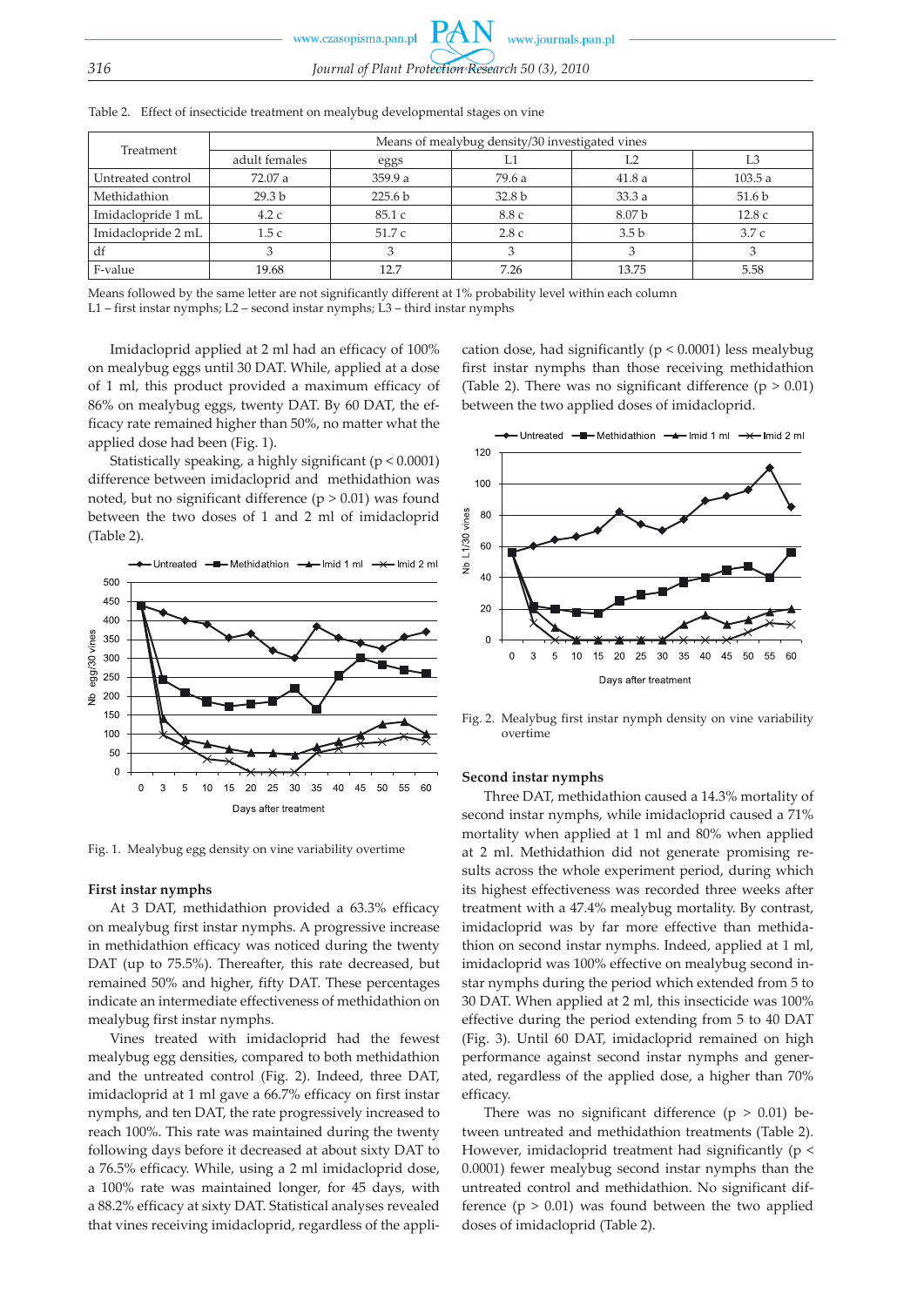Table 2. Effect of insecticide treatment on mealybug developmental stages on vine

| Treatment | Means of mealybug density/30 investigated vines | | | | |
|---|---|---|---|---|---|
| | adult females | eggs | L1 | L2 | L3 |
| Untreated control | 72.07 a | 359.9 a | 79.6 a | 41.8 a | 103.5 a |
| Methidathion | 29.3 b | 225.6 b | 32.8 b | 33.3 a | 51.6 b |
| Imidaclopride 1 mL | 4.2 c | 85.1 c | 8.8 c | 8.07 b | 12.8 c |
| Imidaclopride 2 mL | 1.5 c | 51.7 c | 2.8 c | 3.5 b | 3.7 c |
| df | 3 | 3 | 3 | 3 | 3 |
| F-value | 19.68 | 12.7 | 7.26 | 13.75 | 5.58 |

Means followed by the same letter are not significantly different at 1% probability level within each column
L1 – first instar nymphs; L2 – second instar nymphs; L3 – third instar nymphs

Imidacloprid applied at 2 ml had an efficacy of 100% on mealybug eggs until 30 DAT. While, applied at a dose of 1 ml, this product provided a maximum efficacy of 86% on mealybug eggs, twenty DAT. By 60 DAT, the efficacy rate remained higher than 50%, no matter what the applied dose had been (Fig. 1).

Statistically speaking, a highly significant ($p < 0.0001$) difference between imidacloprid and methidathion was noted, but no significant difference ($p > 0.01$) was found between the two doses of 1 and 2 ml of imidacloprid (Table 2).

Fig. 1. Mealybug egg density on vine variability overtime

### First instar nymphs

At 3 DAT, methidathion provided a 63.3% efficacy on mealybug first instar nymphs. A progressive increase in methidathion efficacy was noticed during the twenty DAT (up to 75.5%). Thereafter, this rate decreased, but remained 50% and higher, fifty DAT. These percentages indicate an intermediate effectiveness of methidathion on mealybug first instar nymphs.

Vines treated with imidacloprid had the fewest mealybug egg densities, compared to both methidathion and the untreated control (Fig. 2). Indeed, three DAT, imidacloprid at 1 ml gave a 66.7% efficacy on first instar nymphs, and ten DAT, the rate progressively increased to reach 100%. This rate was maintained during the twenty following days before it decreased at about sixty DAT to a 76.5% efficacy. While, using a 2 ml imidacloprid dose, a 100% rate was maintained longer, for 45 days, with a 88.2% efficacy at sixty DAT. Statistical analyses revealed that vines receiving imidacloprid, regardless of the application dose, had significantly ($p < 0.0001$) less mealybug first instar nymphs than those receiving methidathion (Table 2). There was no significant difference ($p > 0.01$) between the two applied doses of imidacloprid.

Fig. 2. Mealybug first instar nymph density on vine variability overtime

### Second instar nymphs

Three DAT, methidathion caused a 14.3% mortality of second instar nymphs, while imidacloprid caused a 71% mortality when applied at 1 ml and 80% when applied at 2 ml. Methidathion did not generate promising results across the whole experiment period, during which its highest effectiveness was recorded three weeks after treatment with a 47.4% mealybug mortality. By contrast, imidacloprid was by far more effective than methidathion on second instar nymphs. Indeed, applied at 1 ml, imidacloprid was 100% effective on mealybug second instar nymphs during the period which extended from 5 to 30 DAT. When applied at 2 ml, this insecticide was 100% effective during the period extending from 5 to 40 DAT (Fig. 3). Until 60 DAT, imidacloprid remained on high performance against second instar nymphs and generated, regardless of the applied dose, a higher than 70% efficacy.

There was no significant difference ($p > 0.01$) between untreated and methidathion treatments (Table 2). However, imidacloprid treatment had significantly ($p < 0.0001$) fewer mealybug second instar nymphs than the untreated control and methidathion. No significant difference ($p > 0.01$) was found between the two applied doses of imidacloprid (Table 2).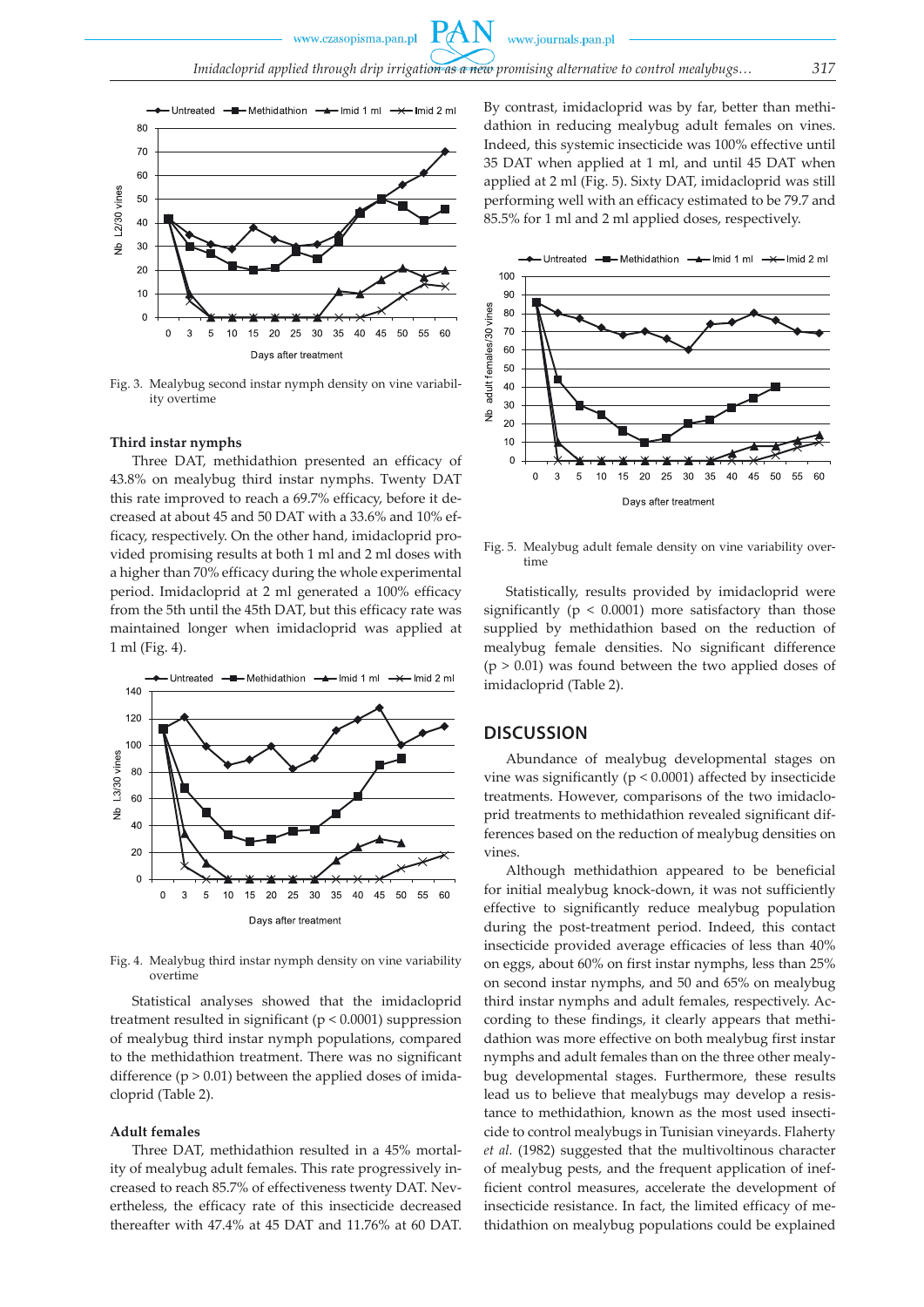Fig. 3. Mealybug second instar nymph density on vine variability overtime

#### Third instar nymphs

Three DAT, methidathion presented an efficacy of 43.8% on mealybug third instar nymphs. Twenty DAT this rate improved to reach a 69.7% efficacy, before it decreased at about 45 and 50 DAT with a 33.6% and 10% efficacy, respectively. On the other hand, imidacloprid provided promising results at both 1 ml and 2 ml doses with a higher than 70% efficacy during the whole experimental period. Imidacloprid at 2 ml generated a 100% efficacy from the 5th until the 45th DAT, but this efficacy rate was maintained longer when imidacloprid was applied at 1 ml (Fig. 4).

Fig. 4. Mealybug third instar nymph density on vine variability overtime

Statistical analyses showed that the imidacloprid treatment resulted in significant ($p < 0.0001$) suppression of mealybug third instar nymph populations, compared to the methidathion treatment. There was no significant difference ($p > 0.01$) between the applied doses of imidacloprid (Table 2).

#### Adult females

Three DAT, methidathion resulted in a 45% mortality of mealybug adult females. This rate progressively increased to reach 85.7% of effectiveness twenty DAT. Nevertheless, the efficacy rate of this insecticide decreased thereafter with 47.4% at 45 DAT and 11.76% at 60 DAT. By contrast, imidacloprid was by far, better than methidathion in reducing mealybug adult females on vines. Indeed, this systemic insecticide was 100% effective until 35 DAT when applied at 1 ml, and until 45 DAT when applied at 2 ml (Fig. 5). Sixty DAT, imidacloprid was still performing well with an efficacy estimated to be 79.7 and 85.5% for 1 ml and 2 ml applied doses, respectively.

Fig. 5. Mealybug adult female density on vine variability overtime

Statistically, results provided by imidacloprid were significantly ($p < 0.0001$) more satisfactory than those supplied by methidathion based on the reduction of mealybug female densities. No significant difference ($p > 0.01$) was found between the two applied doses of imidacloprid (Table 2).

## DISCUSSION

Abundance of mealybug developmental stages on vine was significantly ($p < 0.0001$) affected by insecticide treatments. However, comparisons of the two imidacloprid treatments to methidathion revealed significant differences based on the reduction of mealybug densities on vines.

Although methidathion appeared to be beneficial for initial mealybug knock-down, it was not sufficiently effective to significantly reduce mealybug population during the post-treatment period. Indeed, this contact insecticide provided average efficacies of less than 40% on eggs, about 60% on first instar nymphs, less than 25% on second instar nymphs, and 50 and 65% on mealybug third instar nymphs and adult females, respectively. According to these findings, it clearly appears that methidathion was more effective on both mealybug first instar nymphs and adult females than on the three other mealybug developmental stages. Furthermore, these results lead us to believe that mealybugs may develop a resistance to methidathion, known as the most used insecticide to control mealybugs in Tunisian vineyards. Flaherty *et al.* (1982) suggested that the multivoltinous character of mealybug pests, and the frequent application of inefficient control measures, accelerate the development of insecticide resistance. In fact, the limited efficacy of methidathion on mealybug populations could be explained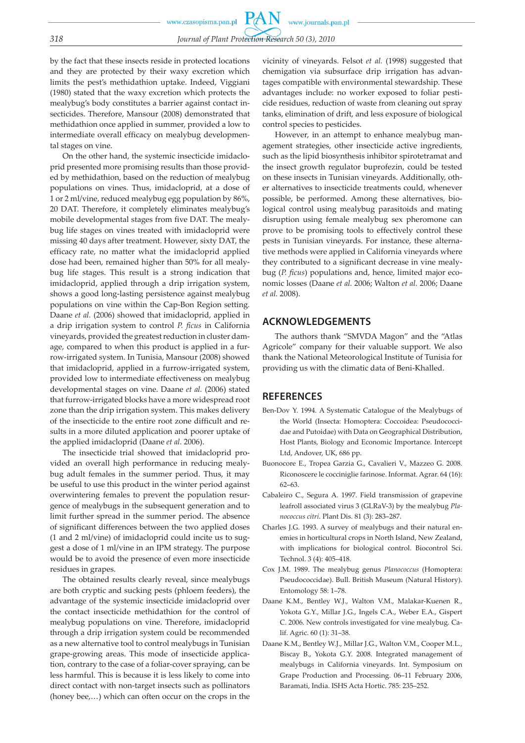by the fact that these insects reside in protected locations and they are protected by their waxy excretion which limits the pest's methidathion uptake. Indeed, Viggiani (1980) stated that the waxy excretion which protects the mealybug's body constitutes a barrier against contact insecticides. Therefore, Mansour (2008) demonstrated that methidathion once applied in summer, provided a low to intermediate overall efficacy on mealybug developmental stages on vine.

On the other hand, the systemic insecticide imidacloprid presented more promising results than those provided by methidathion, based on the reduction of mealybug populations on vines. Thus, imidacloprid, at a dose of 1 or 2 ml/vine, reduced mealybug egg population by 86%, 20 DAT. Therefore, it completely eliminates mealybug's mobile developmental stages from five DAT. The mealybug life stages on vines treated with imidacloprid were missing 40 days after treatment. However, sixty DAT, the efficacy rate, no matter what the imidacloprid applied dose had been, remained higher than 50% for all mealybug life stages. This result is a strong indication that imidacloprid, applied through a drip irrigation system, shows a good long-lasting persistence against mealybug populations on vine within the Cap-Bon Region setting. Daane *et al.* (2006) showed that imidacloprid, applied in a drip irrigation system to control *P. ficus* in California vineyards, provided the greatest reduction in cluster damage, compared to when this product is applied in a furrow-irrigated system. In Tunisia, Mansour (2008) showed that imidacloprid, applied in a furrow-irrigated system, provided low to intermediate effectiveness on mealybug developmental stages on vine. Daane *et al.* (2006) stated that furrow-irrigated blocks have a more widespread root zone than the drip irrigation system. This makes delivery of the insecticide to the entire root zone difficult and results in a more diluted application and poorer uptake of the applied imidacloprid (Daane *et al.* 2006).

The insecticide trial showed that imidacloprid provided an overall high performance in reducing mealybug adult females in the summer period. Thus, it may be useful to use this product in the winter period against overwintering females to prevent the population resurgence of mealybugs in the subsequent generation and to limit further spread in the summer period. The absence of significant differences between the two applied doses (1 and 2 ml/vine) of imidacloprid could incite us to suggest a dose of 1 ml/vine in an IPM strategy. The purpose would be to avoid the presence of even more insecticide residues in grapes.

The obtained results clearly reveal, since mealybugs are both cryptic and sucking pests (phloem feeders), the advantage of the systemic insecticide imidacloprid over the contact insecticide methidathion for the control of mealybug populations on vine. Therefore, imidacloprid through a drip irrigation system could be recommended as a new alternative tool to control mealybugs in Tunisian grape-growing areas. This mode of insecticide application, contrary to the case of a foliar-cover spraying, can be less harmful. This is because it is less likely to come into direct contact with non-target insects such as pollinators (honey bee,…) which can often occur on the crops in the vicinity of vineyards. Felsot *et al.* (1998) suggested that chemigation via subsurface drip irrigation has advantages compatible with environmental stewardship. These advantages include: no worker exposed to foliar pesticide residues, reduction of waste from cleaning out spray tanks, elimination of drift, and less exposure of biological control species to pesticides.

However, in an attempt to enhance mealybug management strategies, other insecticide active ingredients, such as the lipid biosynthesis inhibitor spirotetramat and the insect growth regulator buprofezin, could be tested on these insects in Tunisian vineyards. Additionally, other alternatives to insecticide treatments could, whenever possible, be performed. Among these alternatives, biological control using mealybug parasitoids and mating disruption using female mealybug sex pheromone can prove to be promising tools to effectively control these pests in Tunisian vineyards. For instance, these alternative methods were applied in California vineyards where they contributed to a significant decrease in vine mealybug (*P. ficus*) populations and, hence, limited major economic losses (Daane *et al.* 2006; Walton *et al.* 2006; Daane *et al.* 2008).

## ACKNOWLEDGEMENTS

The authors thank "SMVDA Magon" and the "Atlas Agricole" company for their valuable support. We also thank the National Meteorological Institute of Tunisia for providing us with the climatic data of Beni-Khalled.

## REFERENCES

Ben-Dov Y. 1994. A Systematic Catalogue of the Mealybugs of the World (Insecta: Homoptera: Coccoidea: Pseudococcidae and Putoidae) with Data on Geographical Distribution, Host Plants, Biology and Economic Importance. Intercept Ltd, Andover, UK, 686 pp.

Buonocore E., Tropea Garzia G., Cavalieri V., Mazzeo G. 2008. Riconoscere le cocciniglie farinose. Informat. Agrar. 64 (16): 62–63.

Cabaleiro C., Segura A. 1997. Field transmission of grapevine leafroll associated virus 3 (GLRaV-3) by the mealybug *Planococcus citri*. Plant Dis. 81 (3): 283–287.

Charles J.G. 1993. A survey of mealybugs and their natural enemies in horticultural crops in North Island, New Zealand, with implications for biological control. Biocontrol Sci. Technol. 3 (4): 405–418.

Cox J.M. 1989. The mealybug genus *Planococcus* (Homoptera: Pseudococcidae). Bull. British Museum (Natural History). Entomology 58: 1–78.

Daane K.M., Bentley W.J., Walton V.M., Malakar-Kuenen R., Yokota G.Y., Millar J.G., Ingels C.A., Weber E.A., Gispert C. 2006. New controls investigated for vine mealybug. Calif. Agric. 60 (1): 31–38.

Daane K.M., Bentley W.J., Millar J.G., Walton V.M., Cooper M.L., Biscay B., Yokota G.Y. 2008. Integrated management of mealybugs in California vineyards. Int. Symposium on Grape Production and Processing. 06–11 February 2006, Baramati, India. ISHS Acta Hortic. 785: 235–252.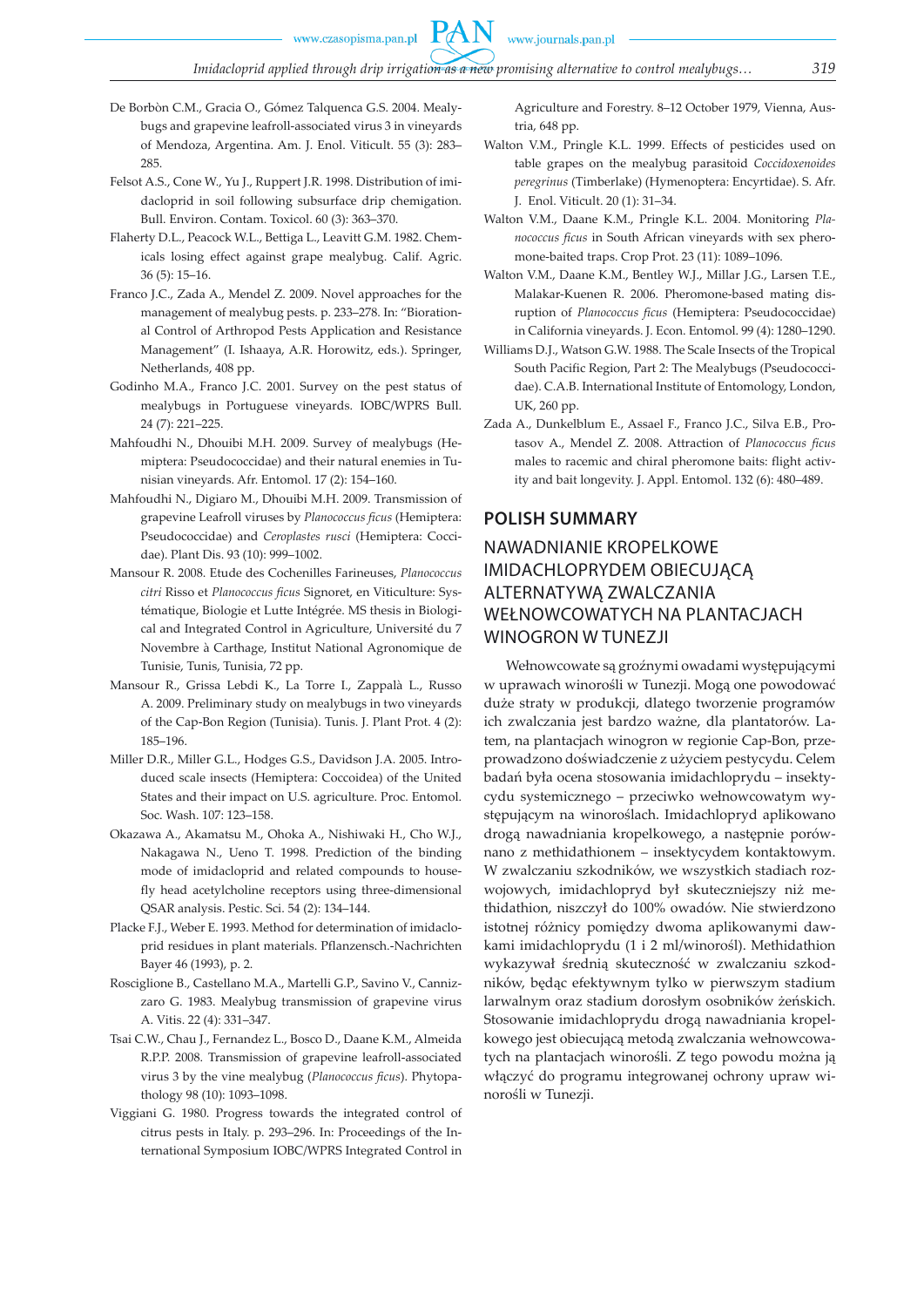De Borbòn C.M., Gracia O., Gómez Talquenca G.S. 2004. Mealybugs and grapevine leafroll-associated virus 3 in vineyards of Mendoza, Argentina. Am. J. Enol. Viticult. 55 (3): 283–285.

Felsot A.S., Cone W., Yu J., Ruppert J.R. 1998. Distribution of imidacloprid in soil following subsurface drip chemigation. Bull. Environ. Contam. Toxicol. 60 (3): 363–370.

Flaherty D.L., Peacock W.L., Bettiga L., Leavitt G.M. 1982. Chemicals losing effect against grape mealybug. Calif. Agric. 36 (5): 15–16.

Franco J.C., Zada A., Mendel Z. 2009. Novel approaches for the management of mealybug pests. p. 233–278. In: "Biorational Control of Arthropod Pests Application and Resistance Management" (I. Ishaaya, A.R. Horowitz, eds.). Springer, Netherlands, 408 pp.

Godinho M.A., Franco J.C. 2001. Survey on the pest status of mealybugs in Portuguese vineyards. IOBC/WPRS Bull. 24 (7): 221–225.

Mahfoudhi N., Dhouibi M.H. 2009. Survey of mealybugs (Hemiptera: Pseudococcidae) and their natural enemies in Tunisian vineyards. Afr. Entomol. 17 (2): 154–160.

Mahfoudhi N., Digiaro M., Dhouibi M.H. 2009. Transmission of grapevine Leafroll viruses by *Planococcus ficus* (Hemiptera: Pseudococcidae) and *Ceroplastes rusci* (Hemiptera: Coccidae). Plant Dis. 93 (10): 999–1002.

Mansour R. 2008. Etude des Cochenilles Farineuses, *Planococcus citri* Risso et *Planococcus ficus* Signoret, en Viticulture: Systématique, Biologie et Lutte Intégrée. MS thesis in Biological and Integrated Control in Agriculture, Université du 7 Novembre à Carthage, Institut National Agronomique de Tunisie, Tunis, Tunisia, 72 pp.

Mansour R., Grissa Lebdi K., La Torre I., Zappalà L., Russo A. 2009. Preliminary study on mealybugs in two vineyards of the Cap-Bon Region (Tunisia). Tunis. J. Plant Prot. 4 (2): 185–196.

Miller D.R., Miller G.L., Hodges G.S., Davidson J.A. 2005. Introduced scale insects (Hemiptera: Coccoidea) of the United States and their impact on U.S. agriculture. Proc. Entomol. Soc. Wash. 107: 123–158.

Okazawa A., Akamatsu M., Ohoka A., Nishiwaki H., Cho W.J., Nakagawa N., Ueno T. 1998. Prediction of the binding mode of imidacloprid and related compounds to housefly head acetylcholine receptors using three-dimensional QSAR analysis. Pestic. Sci. 54 (2): 134–144.

Placke F.J., Weber E. 1993. Method for determination of imidacloprid residues in plant materials. Pflanzensch.-Nachrichten Bayer 46 (1993), p. 2.

Rosciglione B., Castellano M.A., Martelli G.P., Savino V., Cannizzaro G. 1983. Mealybug transmission of grapevine virus A. Vitis. 22 (4): 331–347.

Tsai C.W., Chau J., Fernandez L., Bosco D., Daane K.M., Almeida R.P.P. 2008. Transmission of grapevine leafroll-associated virus 3 by the vine mealybug (*Planococcus ficus*). Phytopathology 98 (10): 1093–1098.

Viggiani G. 1980. Progress towards the integrated control of citrus pests in Italy. p. 293–296. In: Proceedings of the International Symposium IOBC/WPRS Integrated Control in Agriculture and Forestry. 8–12 October 1979, Vienna, Austria, 648 pp.

Walton V.M., Pringle K.L. 1999. Effects of pesticides used on table grapes on the mealybug parasitoid *Coccidoxenoides peregrinus* (Timberlake) (Hymenoptera: Encyrtidae). S. Afr. J. Enol. Viticult. 20 (1): 31–34.

Walton V.M., Daane K.M., Pringle K.L. 2004. Monitoring *Planococcus ficus* in South African vineyards with sex pheromone-baited traps. Crop Prot. 23 (11): 1089–1096.

Walton V.M., Daane K.M., Bentley W.J., Millar J.G., Larsen T.E., Malakar-Kuenen R. 2006. Pheromone-based mating disruption of *Planococcus ficus* (Hemiptera: Pseudococcidae) in California vineyards. J. Econ. Entomol. 99 (4): 1280–1290.

Williams D.J., Watson G.W. 1988. The Scale Insects of the Tropical South Pacific Region, Part 2: The Mealybugs (Pseudococcidae). C.A.B. International Institute of Entomology, London, UK, 260 pp.

Zada A., Dunkelblum E., Assael F., Franco J.C., Silva E.B., Protasov A., Mendel Z. 2008. Attraction of *Planococcus ficus* males to racemic and chiral pheromone baits: flight activity and bait longevity. J. Appl. Entomol. 132 (6): 480–489.

## POLISH SUMMARY

## NAWADNIANIE KROPELKOWE IMIDACHLOPRYDEM OBIECUJĄCĄ ALTERNATYWĄ ZWALCZANIA WEŁNOWCOWATYCH NA PLANTACJACH WINOGRON W TUNEZJI

Wełnowcowate są groźnymi owadami występującymi w uprawach winorośli w Tunezji. Mogą one powodować duże straty w produkcji, dlatego tworzenie programów ich zwalczania jest bardzo ważne, dla plantatorów. Latem, na plantacjach winogron w regionie Cap-Bon, przeprowadzono doświadczenie z użyciem pestycydu. Celem badań była ocena stosowania imidachloprydu – insektycydu systemicznego – przeciwko wełnowcowatym występującym na winoroślach. Imidachlopryd aplikowano drogą nawadniania kropelkowego, a następnie porównano z methidathionem – insektycydem kontaktowym. W zwalczaniu szkodników, we wszystkich stadiach rozwojowych, imidachlopryd był skuteczniejszy niż methidathion, niszczył do 100% owadów. Nie stwierdzono istotnej różnicy pomiędzy dwoma aplikowanymi dawkami imidachloprydu (1 i 2 ml/winorośl). Methidathion wykazywał średnią skuteczność w zwalczaniu szkodników, będąc efektywnym tylko w pierwszym stadium larwalnym oraz stadium dorosłym osobników żeńskich. Stosowanie imidachloprydu drogą nawadniania kropelkowego jest obiecującą metodą zwalczania wełnowcowatych na plantacjach winorośli. Z tego powodu można ją włączyć do programu integrowanej ochrony upraw winorośli w Tunezji.